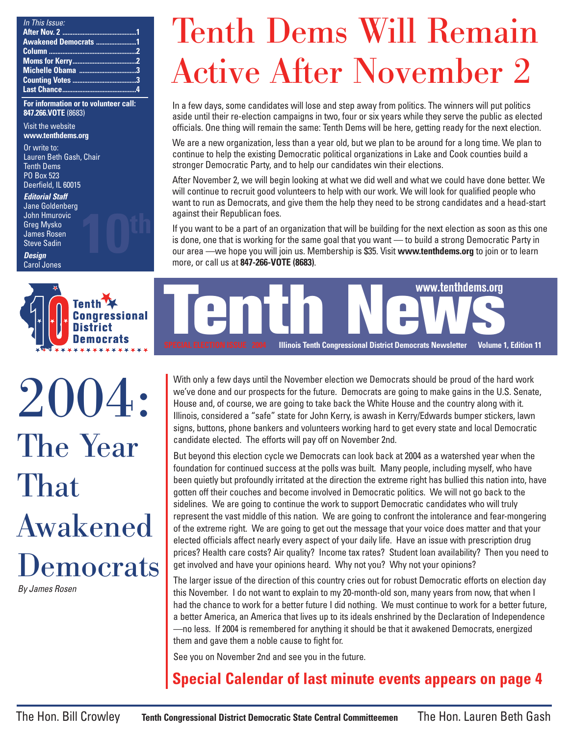*In This Issue:*

- After Nov. 2 ....1
- Awakened Democrats ....1
- Column ....2
- Moms for Kerry....2
- Michelle Obama ....3
- Counting Votes ....3
- Last Chance....4

**For information or to volunteer call:**
**847.266.VOTE** (8683)

Visit the website
**www.tenthdems.org**

Or write to:
Lauren Beth Gash, Chair
Tenth Dems
PO Box 523
Deerfield, IL 60015

***Editorial Staff***
Jane Goldenberg
John Hmurovic
Greg Mysko
James Rosen
Steve Sadin

***Design***
Carol Jones

# Tenth Dems Will Remain Active After November 2

In a few days, some candidates will lose and step away from politics. The winners will put politics aside until their re-election campaigns in two, four or six years while they serve the public as elected officials. One thing will remain the same: Tenth Dems will be here, getting ready for the next election.

We are a new organization, less than a year old, but we plan to be around for a long time. We plan to continue to help the existing Democratic political organizations in Lake and Cook counties build a stronger Democratic Party, and to help our candidates win their elections.

After November 2, we will begin looking at what we did well and what we could have done better. We will continue to recruit good volunteers to help with our work. We will look for qualified people who want to run as Democrats, and give them the help they need to be strong candidates and a head-start against their Republican foes.

If you want to be a part of an organization that will be building for the next election as soon as this one is done, one that is working for the same goal that you want — to build a strong Democratic Party in our area —we hope you will join us. Membership is $35. Visit **www.tenthdems.org** to join or to learn more, or call us at **847-266-VOTE (8683)**.

Tenth Congressional District Democrats

# Tenth News

www.tenthdems.org

SPECIAL ELECTION ISSUE 2004 **Illinois Tenth Congressional District Democrats Newsletter** **Volume 1, Edition 11**

# 2004: The Year That Awakened Democrats

*By James Rosen*

With only a few days until the November election we Democrats should be proud of the hard work we've done and our prospects for the future. Democrats are going to make gains in the U.S. Senate, House and, of course, we are going to take back the White House and the country along with it. Illinois, considered a "safe" state for John Kerry, is awash in Kerry/Edwards bumper stickers, lawn signs, buttons, phone bankers and volunteers working hard to get every state and local Democratic candidate elected. The efforts will pay off on November 2nd.

But beyond this election cycle we Democrats can look back at 2004 as a watershed year when the foundation for continued success at the polls was built. Many people, including myself, who have been quietly but profoundly irritated at the direction the extreme right has bullied this nation into, have gotten off their couches and become involved in Democratic politics. We will not go back to the sidelines. We are going to continue the work to support Democratic candidates who will truly represent the vast middle of this nation. We are going to confront the intolerance and fear-mongering of the extreme right. We are going to get out the message that your voice does matter and that your elected officials affect nearly every aspect of your daily life. Have an issue with prescription drug prices? Health care costs? Air quality? Income tax rates? Student loan availability? Then you need to get involved and have your opinions heard. Why not you? Why not your opinions?

The larger issue of the direction of this country cries out for robust Democratic efforts on election day this November. I do not want to explain to my 20-month-old son, many years from now, that when I had the chance to work for a better future I did nothing. We must continue to work for a better future, a better America, an America that lives up to its ideals enshrined by the Declaration of Independence —no less. If 2004 is remembered for anything it should be that it awakened Democrats, energized them and gave them a noble cause to fight for.

See you on November 2nd and see you in the future.

## Special Calendar of last minute events appears on page 4

The Hon. Bill Crowley **Tenth Congressional District Democratic State Central Committeemen** The Hon. Lauren Beth Gash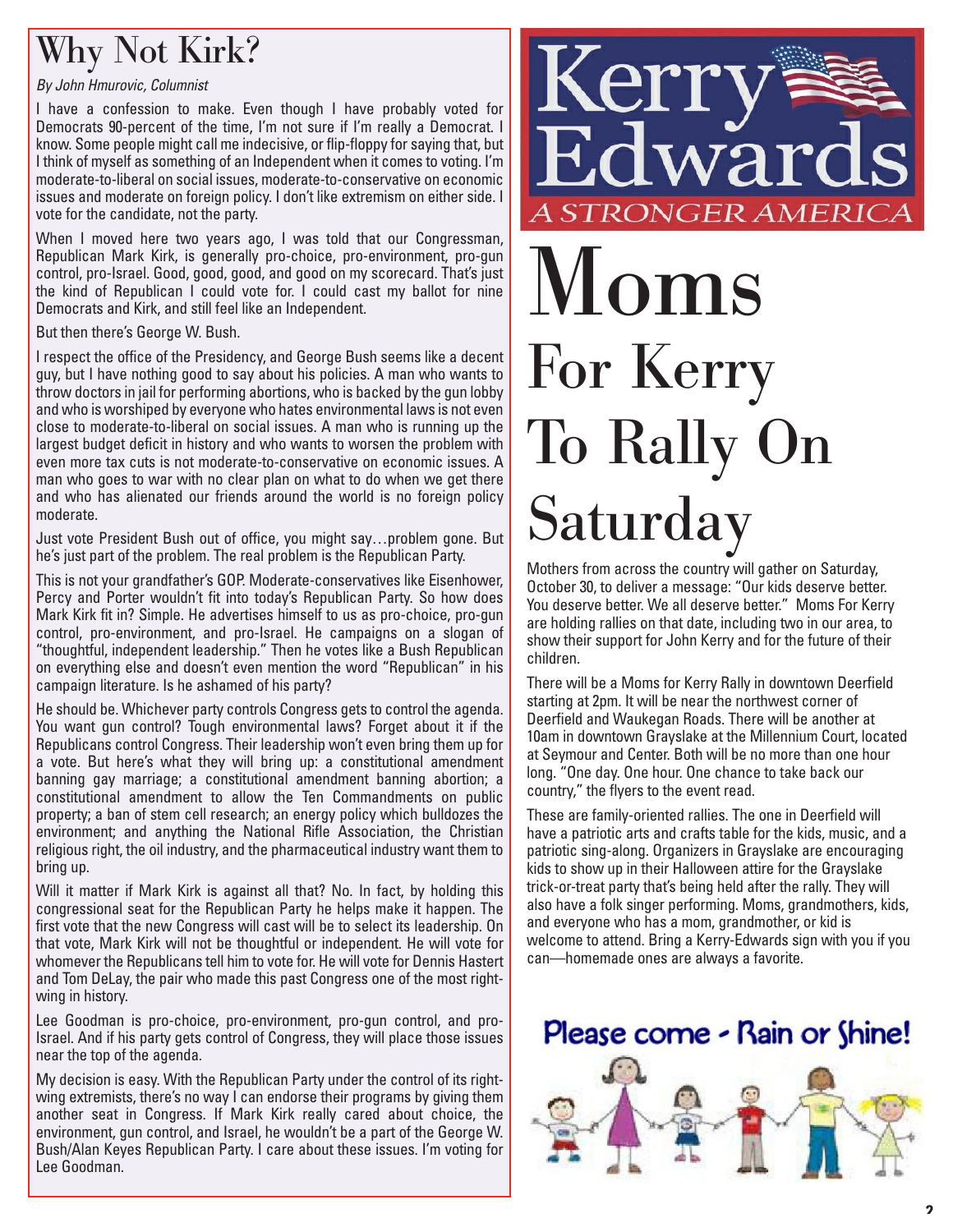# Why Not Kirk?

*By John Hmurovic, Columnist*

I have a confession to make. Even though I have probably voted for Democrats 90-percent of the time, I'm not sure if I'm really a Democrat. I know. Some people might call me indecisive, or flip-floppy for saying that, but I think of myself as something of an Independent when it comes to voting. I'm moderate-to-liberal on social issues, moderate-to-conservative on economic issues and moderate on foreign policy. I don't like extremism on either side. I vote for the candidate, not the party.

When I moved here two years ago, I was told that our Congressman, Republican Mark Kirk, is generally pro-choice, pro-environment, pro-gun control, pro-Israel. Good, good, good, and good on my scorecard. That's just the kind of Republican I could vote for. I could cast my ballot for nine Democrats and Kirk, and still feel like an Independent.

But then there's George W. Bush.

I respect the office of the Presidency, and George Bush seems like a decent guy, but I have nothing good to say about his policies. A man who wants to throw doctors in jail for performing abortions, who is backed by the gun lobby and who is worshiped by everyone who hates environmental laws is not even close to moderate-to-liberal on social issues. A man who is running up the largest budget deficit in history and who wants to worsen the problem with even more tax cuts is not moderate-to-conservative on economic issues. A man who goes to war with no clear plan on what to do when we get there and who has alienated our friends around the world is no foreign policy moderate.

Just vote President Bush out of office, you might say…problem gone. But he's just part of the problem. The real problem is the Republican Party.

This is not your grandfather's GOP. Moderate-conservatives like Eisenhower, Percy and Porter wouldn't fit into today's Republican Party. So how does Mark Kirk fit in? Simple. He advertises himself to us as pro-choice, pro-gun control, pro-environment, and pro-Israel. He campaigns on a slogan of "thoughtful, independent leadership." Then he votes like a Bush Republican on everything else and doesn't even mention the word "Republican" in his campaign literature. Is he ashamed of his party?

He should be. Whichever party controls Congress gets to control the agenda. You want gun control? Tough environmental laws? Forget about it if the Republicans control Congress. Their leadership won't even bring them up for a vote. But here's what they will bring up: a constitutional amendment banning gay marriage; a constitutional amendment banning abortion; a constitutional amendment to allow the Ten Commandments on public property; a ban of stem cell research; an energy policy which bulldozes the environment; and anything the National Rifle Association, the Christian religious right, the oil industry, and the pharmaceutical industry want them to bring up.

Will it matter if Mark Kirk is against all that? No. In fact, by holding this congressional seat for the Republican Party he helps make it happen. The first vote that the new Congress will cast will be to select its leadership. On that vote, Mark Kirk will not be thoughtful or independent. He will vote for whomever the Republicans tell him to vote for. He will vote for Dennis Hastert and Tom DeLay, the pair who made this past Congress one of the most right-wing in history.

Lee Goodman is pro-choice, pro-environment, pro-gun control, and pro-Israel. And if his party gets control of Congress, they will place those issues near the top of the agenda.

My decision is easy. With the Republican Party under the control of its right-wing extremists, there's no way I can endorse their programs by giving them another seat in Congress. If Mark Kirk really cared about choice, the environment, gun control, and Israel, he wouldn't be a part of the George W. Bush/Alan Keyes Republican Party. I care about these issues. I'm voting for Lee Goodman.

Kerry Edwards

A STRONGER AMERICA

# Moms For Kerry To Rally On Saturday

Mothers from across the country will gather on Saturday, October 30, to deliver a message: "Our kids deserve better. You deserve better. We all deserve better." Moms For Kerry are holding rallies on that date, including two in our area, to show their support for John Kerry and for the future of their children.

There will be a Moms for Kerry Rally in downtown Deerfield starting at 2pm. It will be near the northwest corner of Deerfield and Waukegan Roads. There will be another at 10am in downtown Grayslake at the Millennium Court, located at Seymour and Center. Both will be no more than one hour long. "One day. One hour. One chance to take back our country," the flyers to the event read.

These are family-oriented rallies. The one in Deerfield will have a patriotic arts and crafts table for the kids, music, and a patriotic sing-along. Organizers in Grayslake are encouraging kids to show up in their Halloween attire for the Grayslake trick-or-treat party that's being held after the rally. They will also have a folk singer performing. Moms, grandmothers, kids, and everyone who has a mom, grandmother, or kid is welcome to attend. Bring a Kerry-Edwards sign with you if you can—homemade ones are always a favorite.

Please come - Rain or Shine!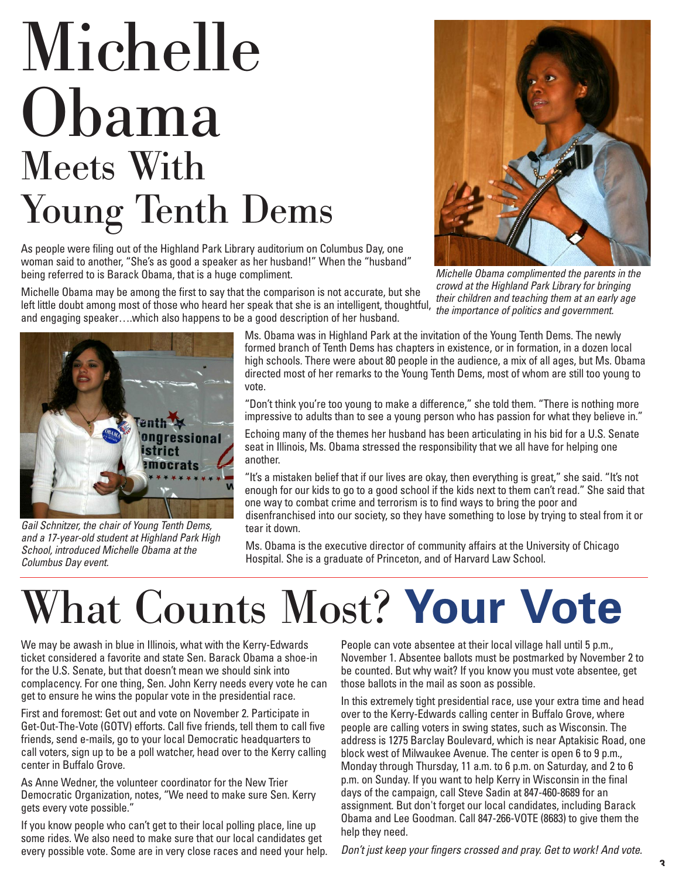# Michelle Obama Meets With Young Tenth Dems

As people were filing out of the Highland Park Library auditorium on Columbus Day, one woman said to another, "She's as good a speaker as her husband!" When the "husband" being referred to is Barack Obama, that is a huge compliment.

Michelle Obama may be among the first to say that the comparison is not accurate, but she left little doubt among most of those who heard her speak that she is an intelligent, thoughtful, and engaging speaker….which also happens to be a good description of her husband.

*Michelle Obama complimented the parents in the crowd at the Highland Park Library for bringing their children and teaching them at an early age the importance of politics and government.*

*Gail Schnitzer, the chair of Young Tenth Dems, and a 17-year-old student at Highland Park High School, introduced Michelle Obama at the Columbus Day event.*

Ms. Obama was in Highland Park at the invitation of the Young Tenth Dems. The newly formed branch of Tenth Dems has chapters in existence, or in formation, in a dozen local high schools. There were about 80 people in the audience, a mix of all ages, but Ms. Obama directed most of her remarks to the Young Tenth Dems, most of whom are still too young to vote.

"Don't think you're too young to make a difference," she told them. "There is nothing more impressive to adults than to see a young person who has passion for what they believe in."

Echoing many of the themes her husband has been articulating in his bid for a U.S. Senate seat in Illinois, Ms. Obama stressed the responsibility that we all have for helping one another.

"It's a mistaken belief that if our lives are okay, then everything is great," she said. "It's not enough for our kids to go to a good school if the kids next to them can't read." She said that one way to combat crime and terrorism is to find ways to bring the poor and disenfranchised into our society, so they have something to lose by trying to steal from it or tear it down.

Ms. Obama is the executive director of community affairs at the University of Chicago Hospital. She is a graduate of Princeton, and of Harvard Law School.

# What Counts Most? **Your Vote**

We may be awash in blue in Illinois, what with the Kerry-Edwards ticket considered a favorite and state Sen. Barack Obama a shoe-in for the U.S. Senate, but that doesn't mean we should sink into complacency. For one thing, Sen. John Kerry needs every vote he can get to ensure he wins the popular vote in the presidential race.

First and foremost: Get out and vote on November 2. Participate in Get-Out-The-Vote (GOTV) efforts. Call five friends, tell them to call five friends, send e-mails, go to your local Democratic headquarters to call voters, sign up to be a poll watcher, head over to the Kerry calling center in Buffalo Grove.

As Anne Wedner, the volunteer coordinator for the New Trier Democratic Organization, notes, "We need to make sure Sen. Kerry gets every vote possible."

If you know people who can't get to their local polling place, line up some rides. We also need to make sure that our local candidates get every possible vote. Some are in very close races and need your help.

People can vote absentee at their local village hall until 5 p.m., November 1. Absentee ballots must be postmarked by November 2 to be counted. But why wait? If you know you must vote absentee, get those ballots in the mail as soon as possible.

In this extremely tight presidential race, use your extra time and head over to the Kerry-Edwards calling center in Buffalo Grove, where people are calling voters in swing states, such as Wisconsin. The address is 1275 Barclay Boulevard, which is near Aptakisic Road, one block west of Milwaukee Avenue. The center is open 6 to 9 p.m., Monday through Thursday, 11 a.m. to 6 p.m. on Saturday, and 2 to 6 p.m. on Sunday. If you want to help Kerry in Wisconsin in the final days of the campaign, call Steve Sadin at 847-460-8689 for an assignment. But don't forget our local candidates, including Barack Obama and Lee Goodman. Call 847-266-VOTE (8683) to give them the help they need.

*Don't just keep your fingers crossed and pray. Get to work! And vote.*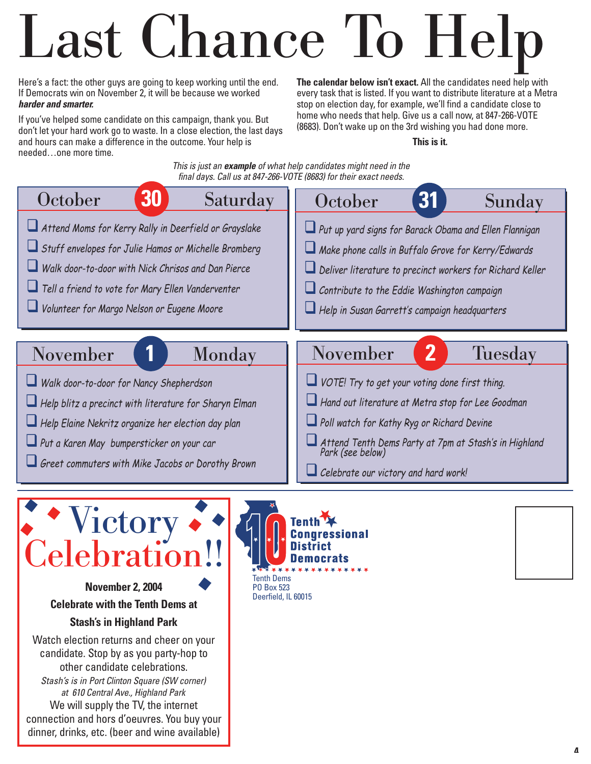# Last Chance To Help

Here's a fact: the other guys are going to keep working until the end. If Democrats win on November 2, it will be because we worked ***harder and smarter.***

If you've helped some candidate on this campaign, thank you. But don't let your hard work go to waste. In a close election, the last days and hours can make a difference in the outcome. Your help is needed…one more time.

**The calendar below isn't exact.** All the candidates need help with every task that is listed. If you want to distribute literature at a Metra stop on election day, for example, we'll find a candidate close to home who needs that help. Give us a call now, at 847-266-VOTE (8683). Don't wake up on the 3rd wishing you had done more.

**This is it.**

*This is just an* ***example*** *of what help candidates might need in the final days. Call us at 847-266-VOTE (8683) for their exact needs.*

## October 30 Saturday

- ❑ *Attend Moms for Kerry Rally in Deerfield or Grayslake*
- ❑ *Stuff envelopes for Julie Hamos or Michelle Bromberg*
- ❑ *Walk door-to-door with Nick Chrisos and Dan Pierce*
- ❑ *Tell a friend to vote for Mary Ellen Vanderventer*
- ❑ *Volunteer for Margo Nelson or Eugene Moore*

## October 31 Sunday

- ❑ *Put up yard signs for Barack Obama and Ellen Flannigan*
- ❑ *Make phone calls in Buffalo Grove for Kerry/Edwards*
- ❑ *Deliver literature to precinct workers for Richard Keller*
- ❑ *Contribute to the Eddie Washington campaign*
- ❑ *Help in Susan Garrett's campaign headquarters*

## November 1 Monday

- ❑ *Walk door-to-door for Nancy Shepherdson*
- ❑ *Help blitz a precinct with literature for Sharyn Elman*
- ❑ *Help Elaine Nekritz organize her election day plan*
- ❑ *Put a Karen May bumpersticker on your car*
- ❑ *Greet commuters with Mike Jacobs or Dorothy Brown*

## November 2 Tuesday

- ❑ *VOTE! Try to get your voting done first thing.*
- ❑ *Hand out literature at Metra stop for Lee Goodman*
- ❑ *Poll watch for Kathy Ryg or Richard Devine*
- ❑ *Attend Tenth Dems Party at 7pm at Stash's in Highland Park (see below)*
- ❑ *Celebrate our victory and hard work!*

## Victory Celebration!!

**November 2, 2004**

**Celebrate with the Tenth Dems at Stash's in Highland Park**

Watch election returns and cheer on your candidate. Stop by as you party-hop to other candidate celebrations.

*Stash's is in Port Clinton Square (SW corner) at 610 Central Ave., Highland Park*

We will supply the TV, the internet connection and hors d'oeuvres. You buy your dinner, drinks, etc. (beer and wine available)

**10 Tenth Congressional District Democrats**

Tenth Dems
PO Box 523
Deerfield, IL 60015